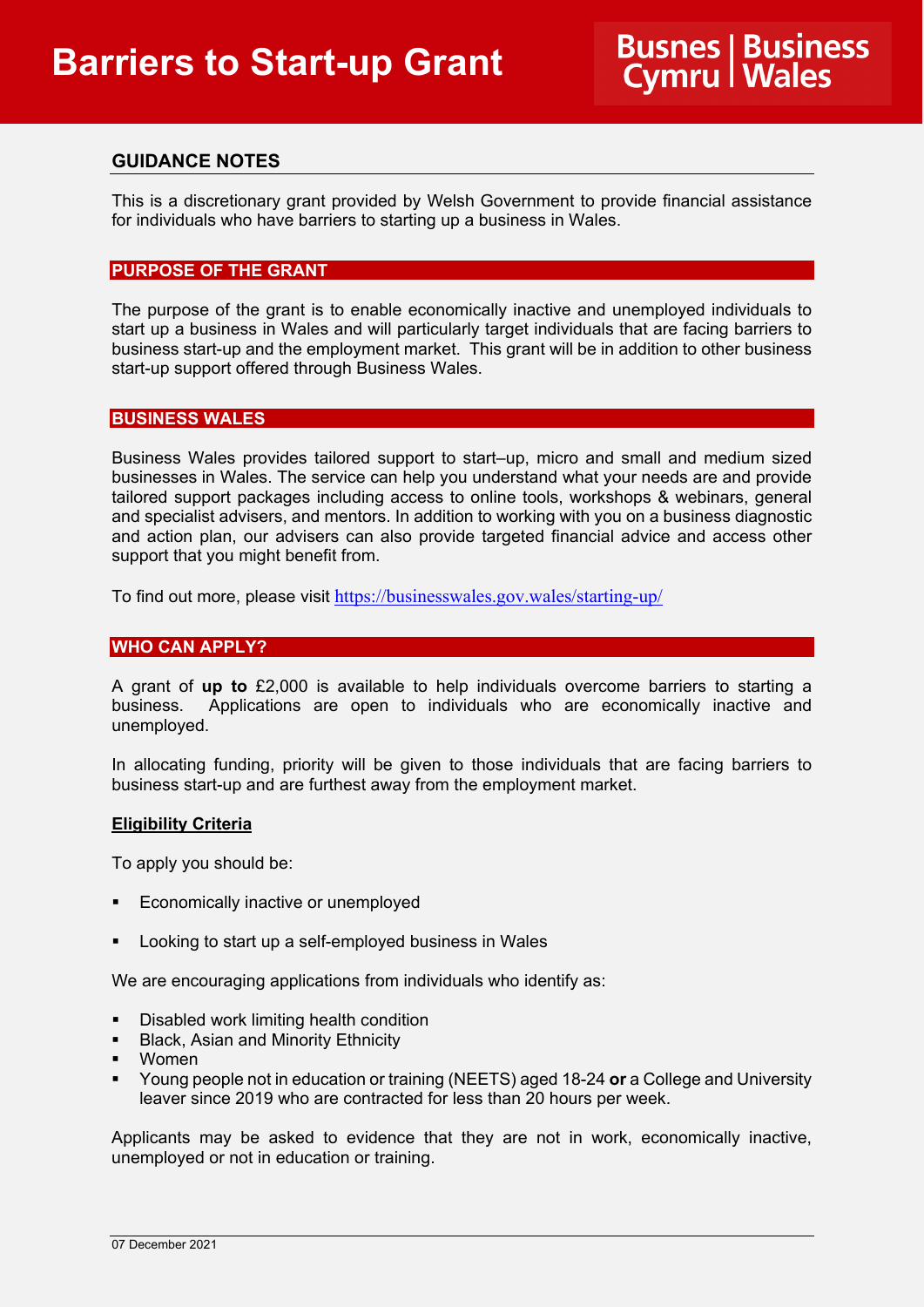# Barriers to Start-up Grant

Busnes Cymru | Business Wales

## GUIDANCE NOTES

This is a discretionary grant provided by Welsh Government to provide financial assistance for individuals who have barriers to starting up a business in Wales.

### PURPOSE OF THE GRANT

The purpose of the grant is to enable economically inactive and unemployed individuals to start up a business in Wales and will particularly target individuals that are facing barriers to business start-up and the employment market. This grant will be in addition to other business start-up support offered through Business Wales.

### BUSINESS WALES

Business Wales provides tailored support to start–up, micro and small and medium sized businesses in Wales. The service can help you understand what your needs are and provide tailored support packages including access to online tools, workshops & webinars, general and specialist advisers, and mentors. In addition to working with you on a business diagnostic and action plan, our advisers can also provide targeted financial advice and access other support that you might benefit from.

To find out more, please visit https://businesswales.gov.wales/starting-up/

### WHO CAN APPLY?

A grant of **up to** £2,000 is available to help individuals overcome barriers to starting a business. Applications are open to individuals who are economically inactive and unemployed.

In allocating funding, priority will be given to those individuals that are facing barriers to business start-up and are furthest away from the employment market.

**Eligibility Criteria**

To apply you should be:

- Economically inactive or unemployed
- Looking to start up a self-employed business in Wales

We are encouraging applications from individuals who identify as:

- Disabled work limiting health condition
- Black, Asian and Minority Ethnicity
- Women
- Young people not in education or training (NEETS) aged 18-24 **or** a College and University leaver since 2019 who are contracted for less than 20 hours per week.

Applicants may be asked to evidence that they are not in work, economically inactive, unemployed or not in education or training.

07 December 2021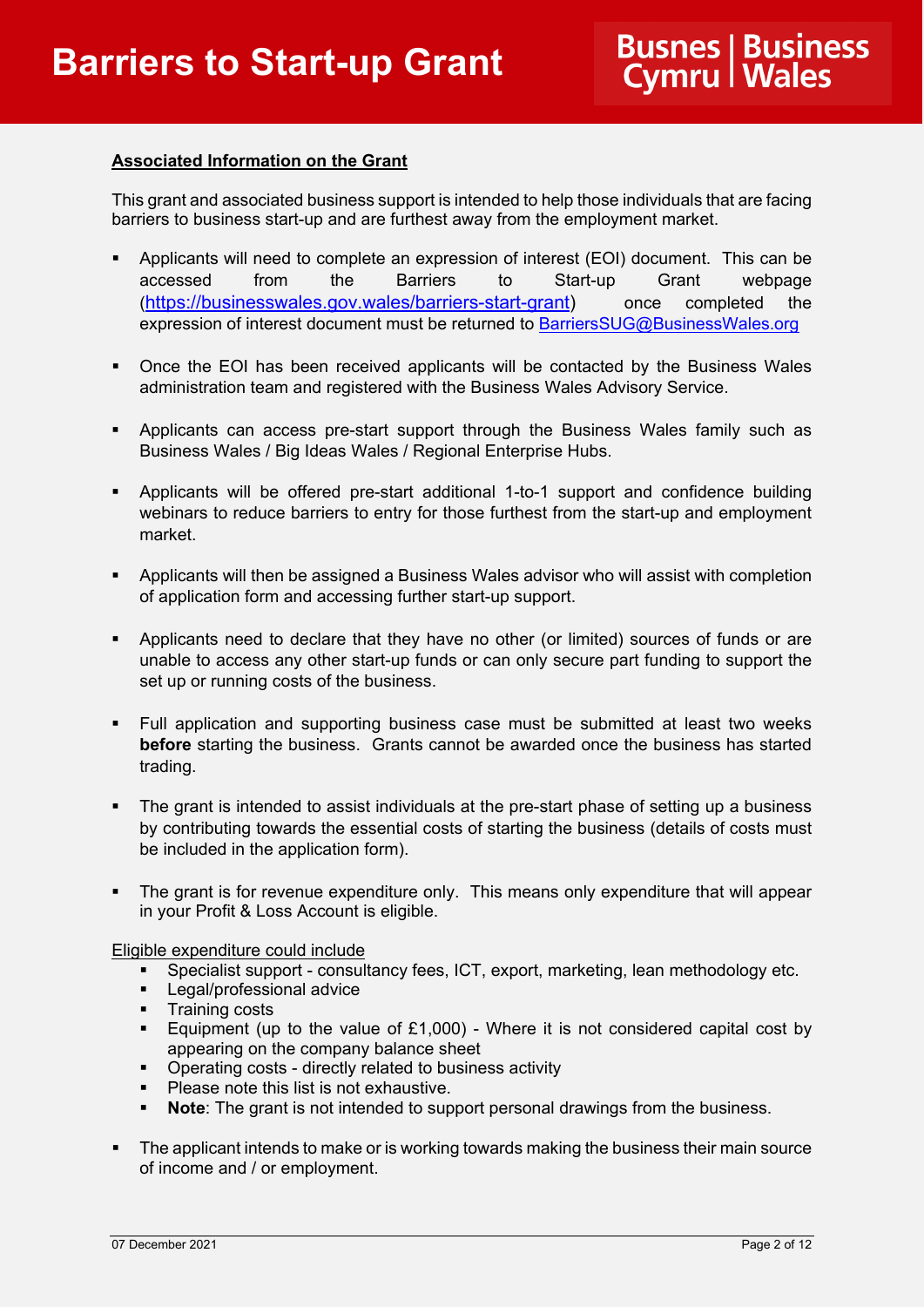**Associated Information on the Grant**

This grant and associated business support is intended to help those individuals that are facing barriers to business start-up and are furthest away from the employment market.

- Applicants will need to complete an expression of interest (EOI) document. This can be accessed from the Barriers to Start-up Grant webpage ([https://businesswales.gov.wales/barriers-start-grant](https://businesswales.gov.wales/barriers-start-grant)) once completed the expression of interest document must be returned to [BarriersSUG@BusinessWales.org](mailto:BarriersSUG@BusinessWales.org)

- Once the EOI has been received applicants will be contacted by the Business Wales administration team and registered with the Business Wales Advisory Service.

- Applicants can access pre-start support through the Business Wales family such as Business Wales / Big Ideas Wales / Regional Enterprise Hubs.

- Applicants will be offered pre-start additional 1-to-1 support and confidence building webinars to reduce barriers to entry for those furthest from the start-up and employment market.

- Applicants will then be assigned a Business Wales advisor who will assist with completion of application form and accessing further start-up support.

- Applicants need to declare that they have no other (or limited) sources of funds or are unable to access any other start-up funds or can only secure part funding to support the set up or running costs of the business.

- Full application and supporting business case must be submitted at least two weeks **before** starting the business. Grants cannot be awarded once the business has started trading.

- The grant is intended to assist individuals at the pre-start phase of setting up a business by contributing towards the essential costs of starting the business (details of costs must be included in the application form).

- The grant is for revenue expenditure only. This means only expenditure that will appear in your Profit & Loss Account is eligible.

Eligible expenditure could include
- Specialist support - consultancy fees, ICT, export, marketing, lean methodology etc.
- Legal/professional advice
- Training costs
- Equipment (up to the value of £1,000) - Where it is not considered capital cost by appearing on the company balance sheet
- Operating costs - directly related to business activity
- Please note this list is not exhaustive.
- **Note**: The grant is not intended to support personal drawings from the business.

- The applicant intends to make or is working towards making the business their main source of income and / or employment.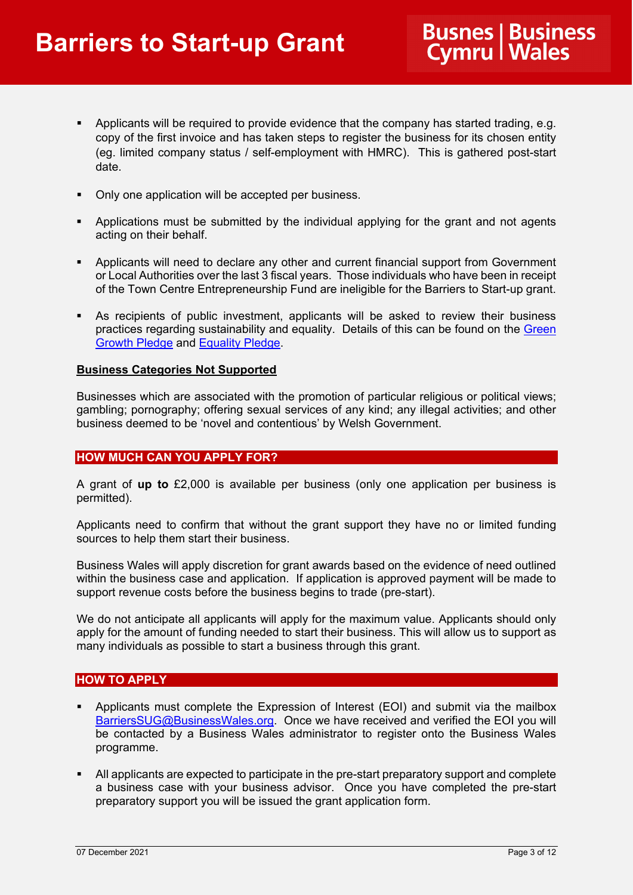- Applicants will be required to provide evidence that the company has started trading, e.g. copy of the first invoice and has taken steps to register the business for its chosen entity (eg. limited company status / self-employment with HMRC). This is gathered post-start date.
- Only one application will be accepted per business.
- Applications must be submitted by the individual applying for the grant and not agents acting on their behalf.
- Applicants will need to declare any other and current financial support from Government or Local Authorities over the last 3 fiscal years. Those individuals who have been in receipt of the Town Centre Entrepreneurship Fund are ineligible for the Barriers to Start-up grant.
- As recipients of public investment, applicants will be asked to review their business practices regarding sustainability and equality. Details of this can be found on the Green Growth Pledge and Equality Pledge.

**Business Categories Not Supported**

Businesses which are associated with the promotion of particular religious or political views; gambling; pornography; offering sexual services of any kind; any illegal activities; and other business deemed to be 'novel and contentious' by Welsh Government.

## HOW MUCH CAN YOU APPLY FOR?

A grant of **up to** £2,000 is available per business (only one application per business is permitted).

Applicants need to confirm that without the grant support they have no or limited funding sources to help them start their business.

Business Wales will apply discretion for grant awards based on the evidence of need outlined within the business case and application. If application is approved payment will be made to support revenue costs before the business begins to trade (pre-start).

We do not anticipate all applicants will apply for the maximum value. Applicants should only apply for the amount of funding needed to start their business. This will allow us to support as many individuals as possible to start a business through this grant.

## HOW TO APPLY

- Applicants must complete the Expression of Interest (EOI) and submit via the mailbox BarriersSUG@BusinessWales.org. Once we have received and verified the EOI you will be contacted by a Business Wales administrator to register onto the Business Wales programme.
- All applicants are expected to participate in the pre-start preparatory support and complete a business case with your business advisor. Once you have completed the pre-start preparatory support you will be issued the grant application form.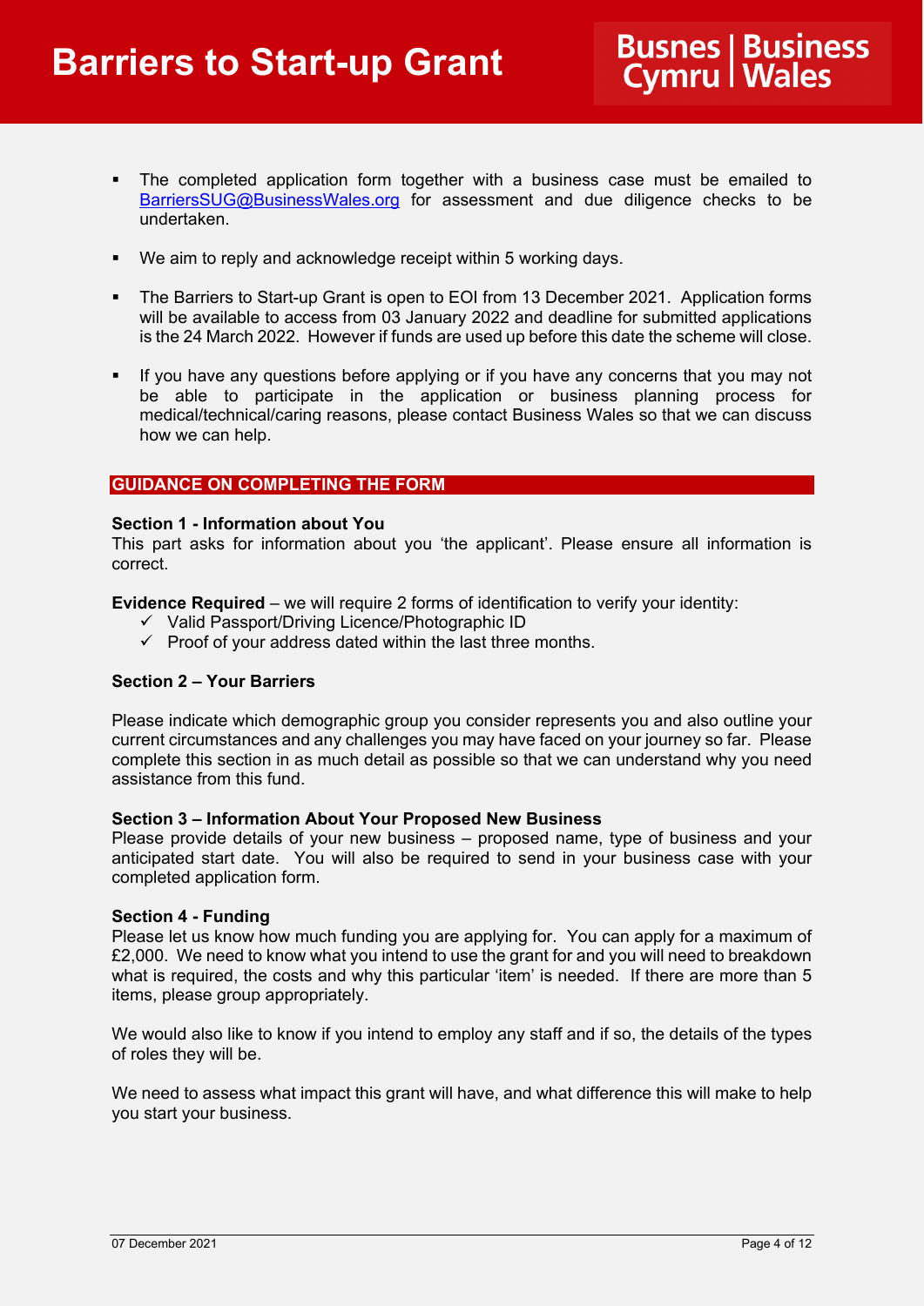- The completed application form together with a business case must be emailed to BarriersSUG@BusinessWales.org for assessment and due diligence checks to be undertaken.

- We aim to reply and acknowledge receipt within 5 working days.

- The Barriers to Start-up Grant is open to EOI from 13 December 2021. Application forms will be available to access from 03 January 2022 and deadline for submitted applications is the 24 March 2022. However if funds are used up before this date the scheme will close.

- If you have any questions before applying or if you have any concerns that you may not be able to participate in the application or business planning process for medical/technical/caring reasons, please contact Business Wales so that we can discuss how we can help.

## GUIDANCE ON COMPLETING THE FORM

**Section 1 - Information about You**

This part asks for information about you 'the applicant'. Please ensure all information is correct.

**Evidence Required** – we will require 2 forms of identification to verify your identity:

- ✓ Valid Passport/Driving Licence/Photographic ID
- ✓ Proof of your address dated within the last three months.

**Section 2 – Your Barriers**

Please indicate which demographic group you consider represents you and also outline your current circumstances and any challenges you may have faced on your journey so far. Please complete this section in as much detail as possible so that we can understand why you need assistance from this fund.

**Section 3 – Information About Your Proposed New Business**

Please provide details of your new business – proposed name, type of business and your anticipated start date. You will also be required to send in your business case with your completed application form.

**Section 4 - Funding**

Please let us know how much funding you are applying for. You can apply for a maximum of £2,000. We need to know what you intend to use the grant for and you will need to breakdown what is required, the costs and why this particular 'item' is needed. If there are more than 5 items, please group appropriately.

We would also like to know if you intend to employ any staff and if so, the details of the types of roles they will be.

We need to assess what impact this grant will have, and what difference this will make to help you start your business.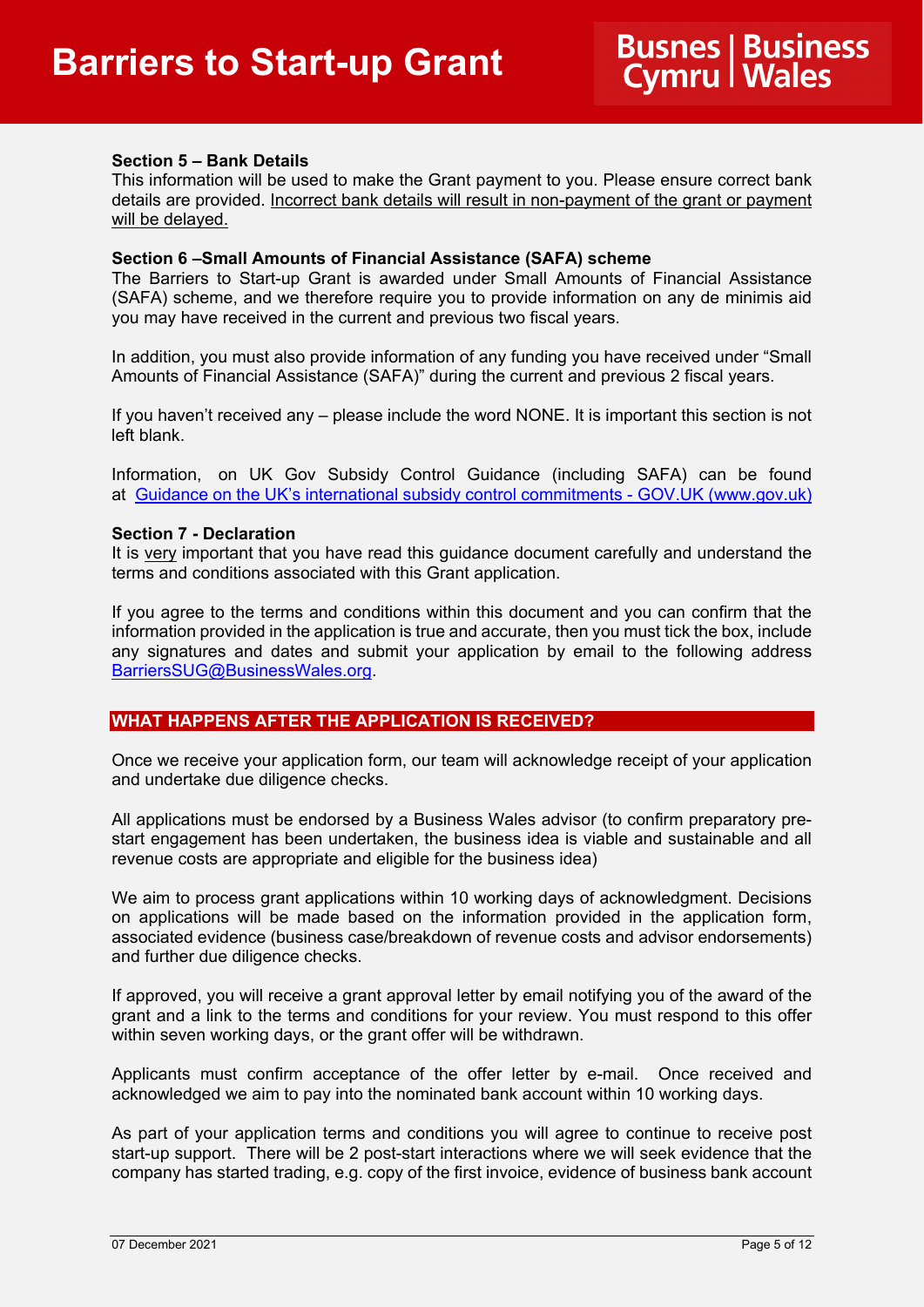**Section 5 – Bank Details**

This information will be used to make the Grant payment to you. Please ensure correct bank details are provided. Incorrect bank details will result in non-payment of the grant or payment will be delayed.

**Section 6 –Small Amounts of Financial Assistance (SAFA) scheme**

The Barriers to Start-up Grant is awarded under Small Amounts of Financial Assistance (SAFA) scheme, and we therefore require you to provide information on any de minimis aid you may have received in the current and previous two fiscal years.

In addition, you must also provide information of any funding you have received under "Small Amounts of Financial Assistance (SAFA)" during the current and previous 2 fiscal years.

If you haven't received any – please include the word NONE. It is important this section is not left blank.

Information, on UK Gov Subsidy Control Guidance (including SAFA) can be found at [Guidance on the UK's international subsidy control commitments - GOV.UK (www.gov.uk)](https://www.gov.uk)

**Section 7 - Declaration**

It is very important that you have read this guidance document carefully and understand the terms and conditions associated with this Grant application.

If you agree to the terms and conditions within this document and you can confirm that the information provided in the application is true and accurate, then you must tick the box, include any signatures and dates and submit your application by email to the following address BarriersSUG@BusinessWales.org.

## WHAT HAPPENS AFTER THE APPLICATION IS RECEIVED?

Once we receive your application form, our team will acknowledge receipt of your application and undertake due diligence checks.

All applications must be endorsed by a Business Wales advisor (to confirm preparatory pre-start engagement has been undertaken, the business idea is viable and sustainable and all revenue costs are appropriate and eligible for the business idea)

We aim to process grant applications within 10 working days of acknowledgment. Decisions on applications will be made based on the information provided in the application form, associated evidence (business case/breakdown of revenue costs and advisor endorsements) and further due diligence checks.

If approved, you will receive a grant approval letter by email notifying you of the award of the grant and a link to the terms and conditions for your review. You must respond to this offer within seven working days, or the grant offer will be withdrawn.

Applicants must confirm acceptance of the offer letter by e-mail. Once received and acknowledged we aim to pay into the nominated bank account within 10 working days.

As part of your application terms and conditions you will agree to continue to receive post start-up support. There will be 2 post-start interactions where we will seek evidence that the company has started trading, e.g. copy of the first invoice, evidence of business bank account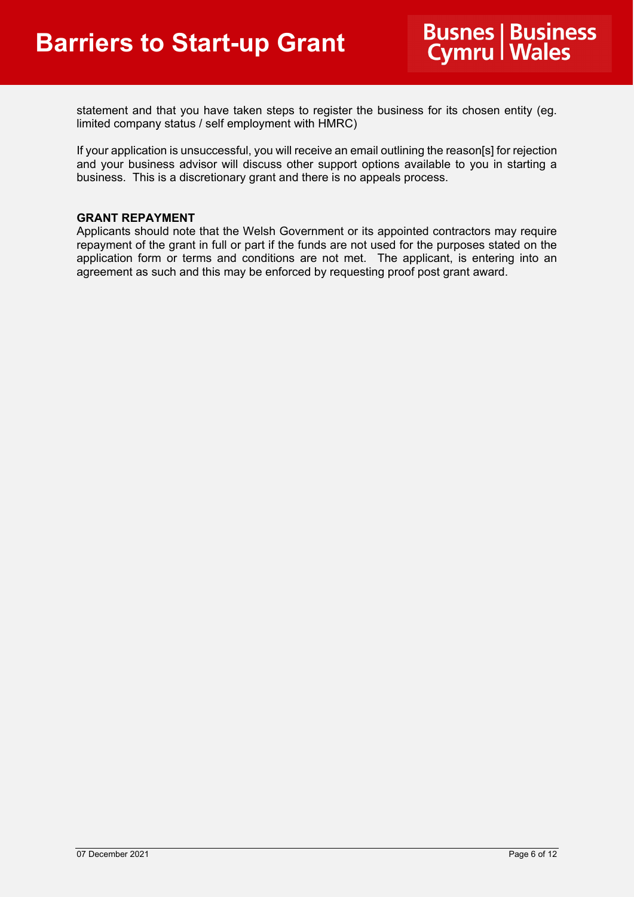statement and that you have taken steps to register the business for its chosen entity (eg. limited company status / self employment with HMRC)

If your application is unsuccessful, you will receive an email outlining the reason[s] for rejection and your business advisor will discuss other support options available to you in starting a business. This is a discretionary grant and there is no appeals process.

**GRANT REPAYMENT**

Applicants should note that the Welsh Government or its appointed contractors may require repayment of the grant in full or part if the funds are not used for the purposes stated on the application form or terms and conditions are not met. The applicant, is entering into an agreement as such and this may be enforced by requesting proof post grant award.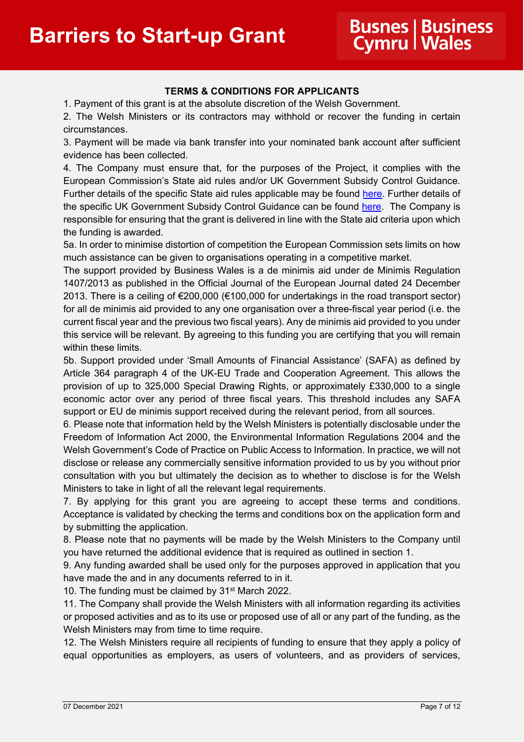**TERMS & CONDITIONS FOR APPLICANTS**

1. Payment of this grant is at the absolute discretion of the Welsh Government.
2. The Welsh Ministers or its contractors may withhold or recover the funding in certain circumstances.
3. Payment will be made via bank transfer into your nominated bank account after sufficient evidence has been collected.
4. The Company must ensure that, for the purposes of the Project, it complies with the European Commission's State aid rules and/or UK Government Subsidy Control Guidance. Further details of the specific State aid rules applicable may be found here. Further details of the specific UK Government Subsidy Control Guidance can be found here. The Company is responsible for ensuring that the grant is delivered in line with the State aid criteria upon which the funding is awarded.

5a. In order to minimise distortion of competition the European Commission sets limits on how much assistance can be given to organisations operating in a competitive market.

The support provided by Business Wales is a de minimis aid under de Minimis Regulation 1407/2013 as published in the Official Journal of the European Journal dated 24 December 2013. There is a ceiling of €200,000 (€100,000 for undertakings in the road transport sector) for all de minimis aid provided to any one organisation over a three-fiscal year period (i.e. the current fiscal year and the previous two fiscal years). Any de minimis aid provided to you under this service will be relevant. By agreeing to this funding you are certifying that you will remain within these limits.

5b. Support provided under 'Small Amounts of Financial Assistance' (SAFA) as defined by Article 364 paragraph 4 of the UK-EU Trade and Cooperation Agreement. This allows the provision of up to 325,000 Special Drawing Rights, or approximately £330,000 to a single economic actor over any period of three fiscal years. This threshold includes any SAFA support or EU de minimis support received during the relevant period, from all sources.

6. Please note that information held by the Welsh Ministers is potentially disclosable under the Freedom of Information Act 2000, the Environmental Information Regulations 2004 and the Welsh Government's Code of Practice on Public Access to Information. In practice, we will not disclose or release any commercially sensitive information provided to us by you without prior consultation with you but ultimately the decision as to whether to disclose is for the Welsh Ministers to take in light of all the relevant legal requirements.
7. By applying for this grant you are agreeing to accept these terms and conditions. Acceptance is validated by checking the terms and conditions box on the application form and by submitting the application.
8. Please note that no payments will be made by the Welsh Ministers to the Company until you have returned the additional evidence that is required as outlined in section 1.
9. Any funding awarded shall be used only for the purposes approved in application that you have made the and in any documents referred to in it.
10. The funding must be claimed by 31st March 2022.
11. The Company shall provide the Welsh Ministers with all information regarding its activities or proposed activities and as to its use or proposed use of all or any part of the funding, as the Welsh Ministers may from time to time require.
12. The Welsh Ministers require all recipients of funding to ensure that they apply a policy of equal opportunities as employers, as users of volunteers, and as providers of services,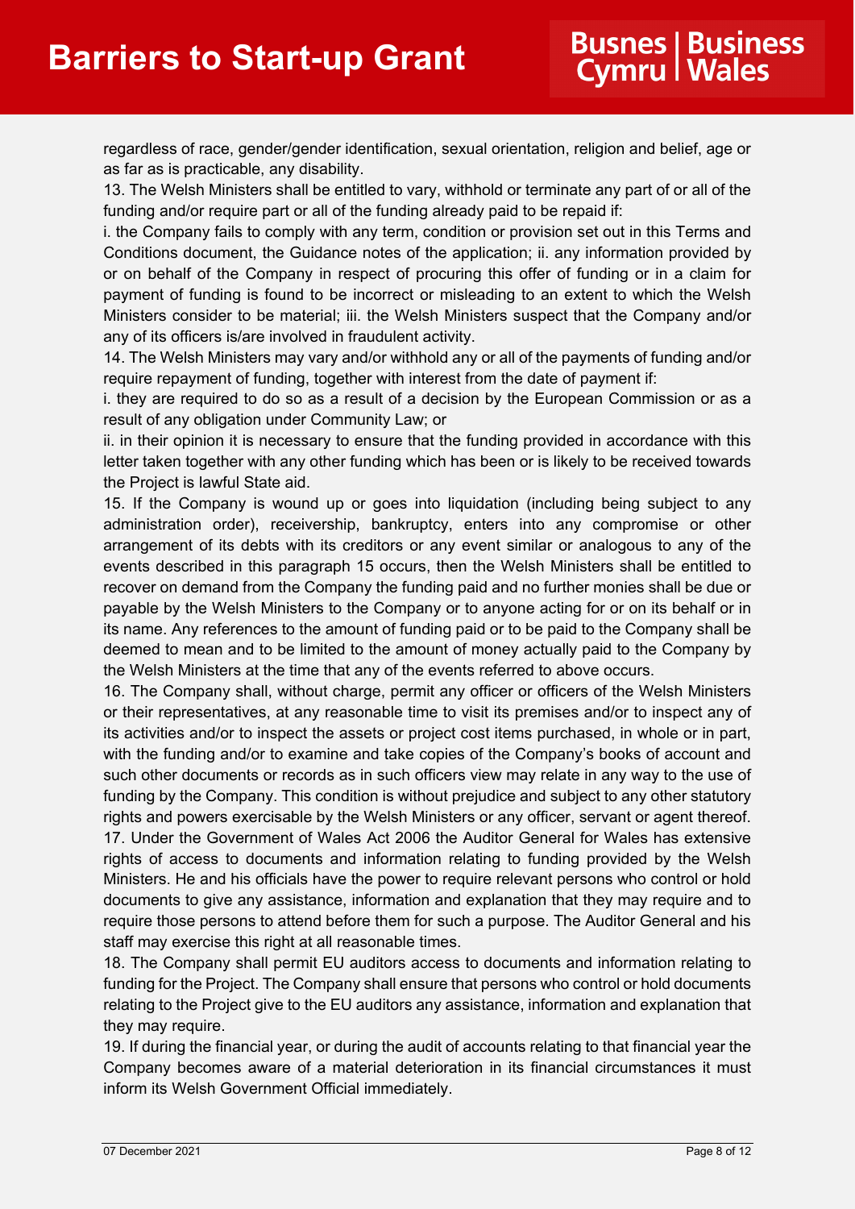regardless of race, gender/gender identification, sexual orientation, religion and belief, age or as far as is practicable, any disability.

13. The Welsh Ministers shall be entitled to vary, withhold or terminate any part of or all of the funding and/or require part or all of the funding already paid to be repaid if:

i. the Company fails to comply with any term, condition or provision set out in this Terms and Conditions document, the Guidance notes of the application; ii. any information provided by or on behalf of the Company in respect of procuring this offer of funding or in a claim for payment of funding is found to be incorrect or misleading to an extent to which the Welsh Ministers consider to be material; iii. the Welsh Ministers suspect that the Company and/or any of its officers is/are involved in fraudulent activity.

14. The Welsh Ministers may vary and/or withhold any or all of the payments of funding and/or require repayment of funding, together with interest from the date of payment if:

i. they are required to do so as a result of a decision by the European Commission or as a result of any obligation under Community Law; or

ii. in their opinion it is necessary to ensure that the funding provided in accordance with this letter taken together with any other funding which has been or is likely to be received towards the Project is lawful State aid.

15. If the Company is wound up or goes into liquidation (including being subject to any administration order), receivership, bankruptcy, enters into any compromise or other arrangement of its debts with its creditors or any event similar or analogous to any of the events described in this paragraph 15 occurs, then the Welsh Ministers shall be entitled to recover on demand from the Company the funding paid and no further monies shall be due or payable by the Welsh Ministers to the Company or to anyone acting for or on its behalf or in its name. Any references to the amount of funding paid or to be paid to the Company shall be deemed to mean and to be limited to the amount of money actually paid to the Company by the Welsh Ministers at the time that any of the events referred to above occurs.

16. The Company shall, without charge, permit any officer or officers of the Welsh Ministers or their representatives, at any reasonable time to visit its premises and/or to inspect any of its activities and/or to inspect the assets or project cost items purchased, in whole or in part, with the funding and/or to examine and take copies of the Company's books of account and such other documents or records as in such officers view may relate in any way to the use of funding by the Company. This condition is without prejudice and subject to any other statutory rights and powers exercisable by the Welsh Ministers or any officer, servant or agent thereof.

17. Under the Government of Wales Act 2006 the Auditor General for Wales has extensive rights of access to documents and information relating to funding provided by the Welsh Ministers. He and his officials have the power to require relevant persons who control or hold documents to give any assistance, information and explanation that they may require and to require those persons to attend before them for such a purpose. The Auditor General and his staff may exercise this right at all reasonable times.

18. The Company shall permit EU auditors access to documents and information relating to funding for the Project. The Company shall ensure that persons who control or hold documents relating to the Project give to the EU auditors any assistance, information and explanation that they may require.

19. If during the financial year, or during the audit of accounts relating to that financial year the Company becomes aware of a material deterioration in its financial circumstances it must inform its Welsh Government Official immediately.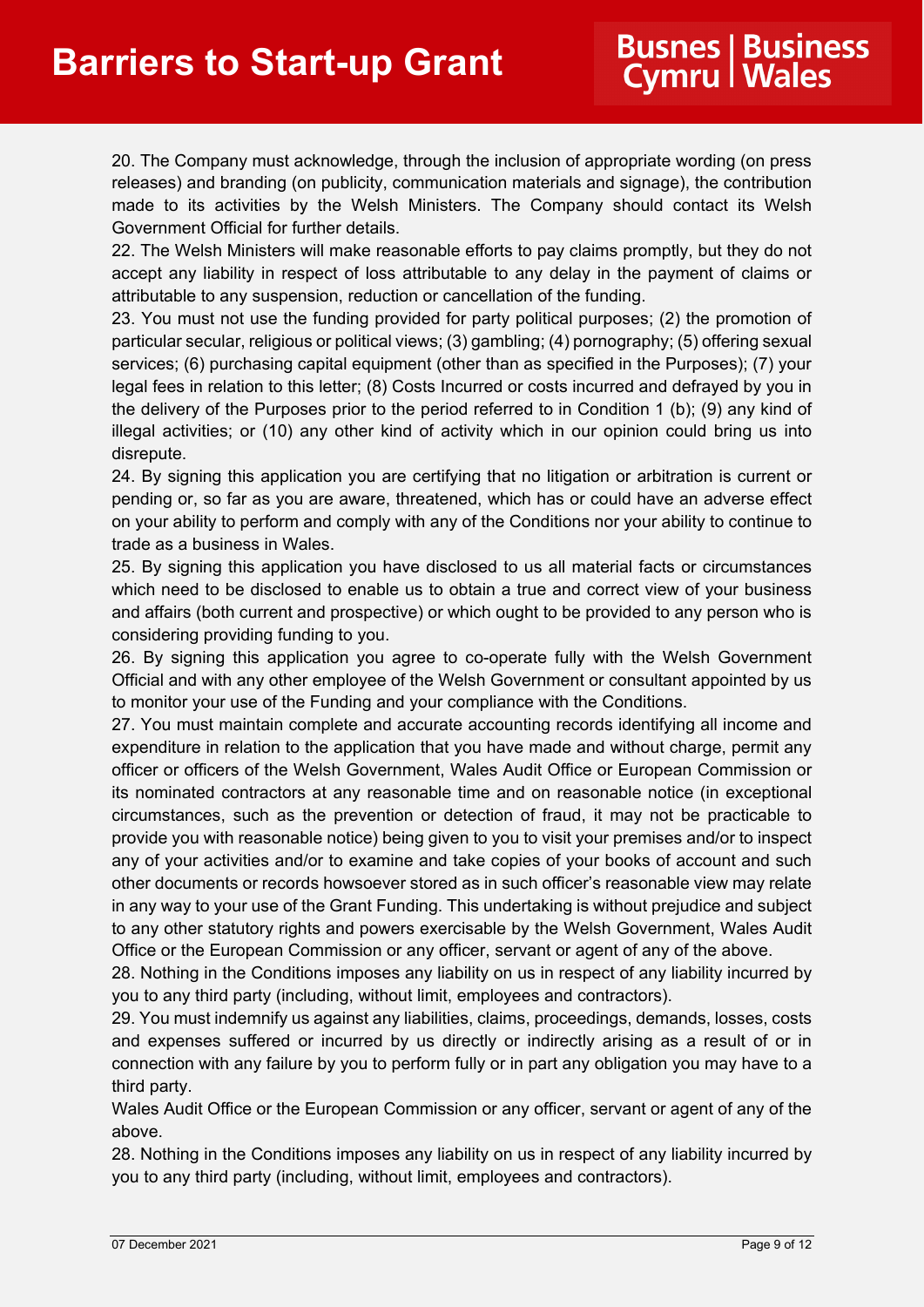20. The Company must acknowledge, through the inclusion of appropriate wording (on press releases) and branding (on publicity, communication materials and signage), the contribution made to its activities by the Welsh Ministers. The Company should contact its Welsh Government Official for further details.

22. The Welsh Ministers will make reasonable efforts to pay claims promptly, but they do not accept any liability in respect of loss attributable to any delay in the payment of claims or attributable to any suspension, reduction or cancellation of the funding.

23. You must not use the funding provided for party political purposes; (2) the promotion of particular secular, religious or political views; (3) gambling; (4) pornography; (5) offering sexual services; (6) purchasing capital equipment (other than as specified in the Purposes); (7) your legal fees in relation to this letter; (8) Costs Incurred or costs incurred and defrayed by you in the delivery of the Purposes prior to the period referred to in Condition 1 (b); (9) any kind of illegal activities; or (10) any other kind of activity which in our opinion could bring us into disrepute.

24. By signing this application you are certifying that no litigation or arbitration is current or pending or, so far as you are aware, threatened, which has or could have an adverse effect on your ability to perform and comply with any of the Conditions nor your ability to continue to trade as a business in Wales.

25. By signing this application you have disclosed to us all material facts or circumstances which need to be disclosed to enable us to obtain a true and correct view of your business and affairs (both current and prospective) or which ought to be provided to any person who is considering providing funding to you.

26. By signing this application you agree to co-operate fully with the Welsh Government Official and with any other employee of the Welsh Government or consultant appointed by us to monitor your use of the Funding and your compliance with the Conditions.

27. You must maintain complete and accurate accounting records identifying all income and expenditure in relation to the application that you have made and without charge, permit any officer or officers of the Welsh Government, Wales Audit Office or European Commission or its nominated contractors at any reasonable time and on reasonable notice (in exceptional circumstances, such as the prevention or detection of fraud, it may not be practicable to provide you with reasonable notice) being given to you to visit your premises and/or to inspect any of your activities and/or to examine and take copies of your books of account and such other documents or records howsoever stored as in such officer's reasonable view may relate in any way to your use of the Grant Funding. This undertaking is without prejudice and subject to any other statutory rights and powers exercisable by the Welsh Government, Wales Audit Office or the European Commission or any officer, servant or agent of any of the above.

28. Nothing in the Conditions imposes any liability on us in respect of any liability incurred by you to any third party (including, without limit, employees and contractors).

29. You must indemnify us against any liabilities, claims, proceedings, demands, losses, costs and expenses suffered or incurred by us directly or indirectly arising as a result of or in connection with any failure by you to perform fully or in part any obligation you may have to a third party.

Wales Audit Office or the European Commission or any officer, servant or agent of any of the above.

28. Nothing in the Conditions imposes any liability on us in respect of any liability incurred by you to any third party (including, without limit, employees and contractors).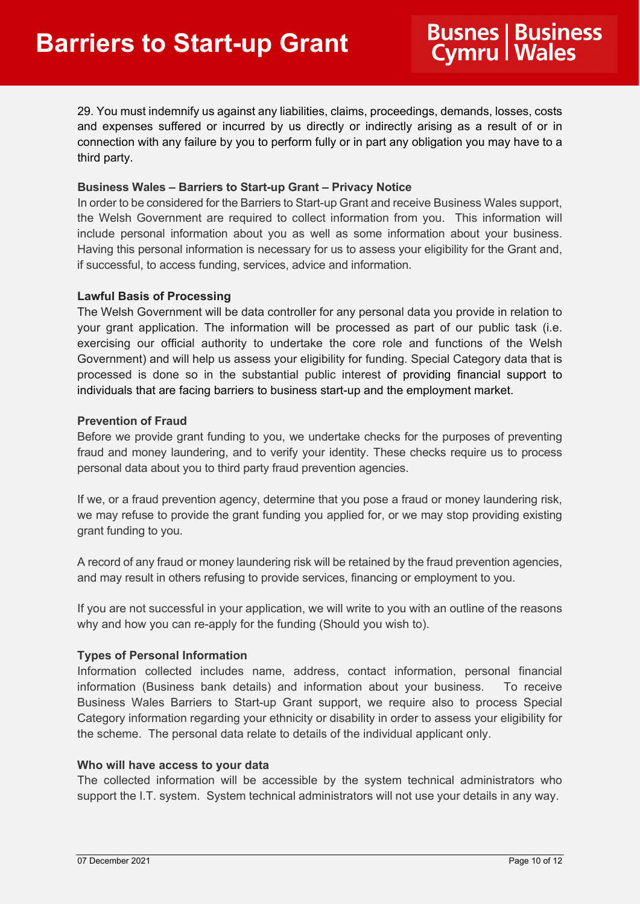29. You must indemnify us against any liabilities, claims, proceedings, demands, losses, costs and expenses suffered or incurred by us directly or indirectly arising as a result of or in connection with any failure by you to perform fully or in part any obligation you may have to a third party.

**Business Wales – Barriers to Start-up Grant – Privacy Notice**

In order to be considered for the Barriers to Start-up Grant and receive Business Wales support, the Welsh Government are required to collect information from you. This information will include personal information about you as well as some information about your business. Having this personal information is necessary for us to assess your eligibility for the Grant and, if successful, to access funding, services, advice and information.

**Lawful Basis of Processing**

The Welsh Government will be data controller for any personal data you provide in relation to your grant application. The information will be processed as part of our public task (i.e. exercising our official authority to undertake the core role and functions of the Welsh Government) and will help us assess your eligibility for funding. Special Category data that is processed is done so in the substantial public interest of providing financial support to individuals that are facing barriers to business start-up and the employment market.

**Prevention of Fraud**

Before we provide grant funding to you, we undertake checks for the purposes of preventing fraud and money laundering, and to verify your identity. These checks require us to process personal data about you to third party fraud prevention agencies.

If we, or a fraud prevention agency, determine that you pose a fraud or money laundering risk, we may refuse to provide the grant funding you applied for, or we may stop providing existing grant funding to you.

A record of any fraud or money laundering risk will be retained by the fraud prevention agencies, and may result in others refusing to provide services, financing or employment to you.

If you are not successful in your application, we will write to you with an outline of the reasons why and how you can re-apply for the funding (Should you wish to).

**Types of Personal Information**

Information collected includes name, address, contact information, personal financial information (Business bank details) and information about your business. To receive Business Wales Barriers to Start-up Grant support, we require also to process Special Category information regarding your ethnicity or disability in order to assess your eligibility for the scheme. The personal data relate to details of the individual applicant only.

**Who will have access to your data**

The collected information will be accessible by the system technical administrators who support the I.T. system. System technical administrators will not use your details in any way.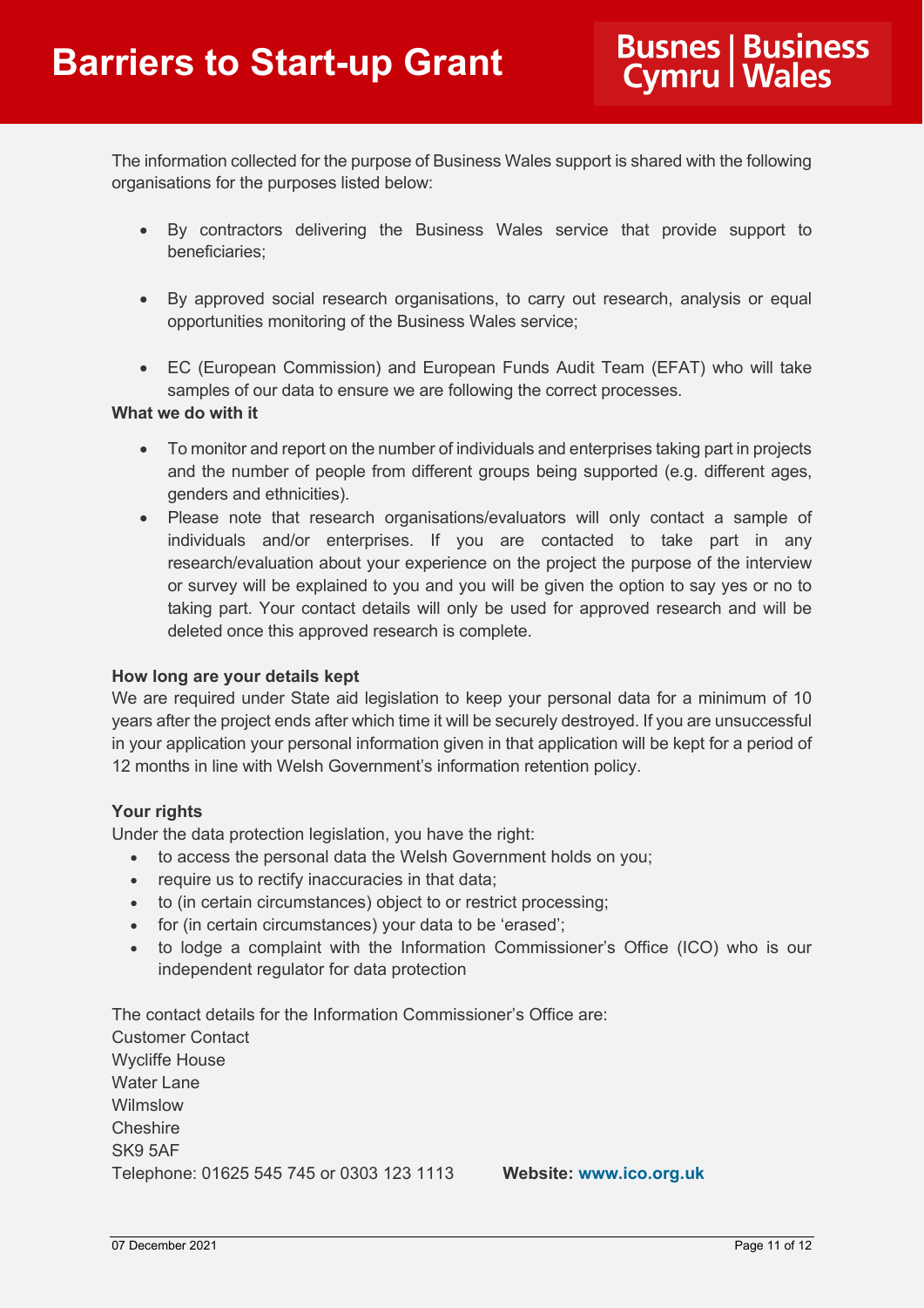The information collected for the purpose of Business Wales support is shared with the following organisations for the purposes listed below:

- By contractors delivering the Business Wales service that provide support to beneficiaries;
- By approved social research organisations, to carry out research, analysis or equal opportunities monitoring of the Business Wales service;
- EC (European Commission) and European Funds Audit Team (EFAT) who will take samples of our data to ensure we are following the correct processes.

**What we do with it**

- To monitor and report on the number of individuals and enterprises taking part in projects and the number of people from different groups being supported (e.g. different ages, genders and ethnicities).
- Please note that research organisations/evaluators will only contact a sample of individuals and/or enterprises. If you are contacted to take part in any research/evaluation about your experience on the project the purpose of the interview or survey will be explained to you and you will be given the option to say yes or no to taking part. Your contact details will only be used for approved research and will be deleted once this approved research is complete.

**How long are your details kept**

We are required under State aid legislation to keep your personal data for a minimum of 10 years after the project ends after which time it will be securely destroyed. If you are unsuccessful in your application your personal information given in that application will be kept for a period of 12 months in line with Welsh Government's information retention policy.

**Your rights**

Under the data protection legislation, you have the right:

- to access the personal data the Welsh Government holds on you;
- require us to rectify inaccuracies in that data;
- to (in certain circumstances) object to or restrict processing;
- for (in certain circumstances) your data to be 'erased';
- to lodge a complaint with the Information Commissioner's Office (ICO) who is our independent regulator for data protection

The contact details for the Information Commissioner's Office are:
Customer Contact
Wycliffe House
Water Lane
Wilmslow
Cheshire
SK9 5AF
Telephone: 01625 545 745 or 0303 123 1113 **Website: www.ico.org.uk**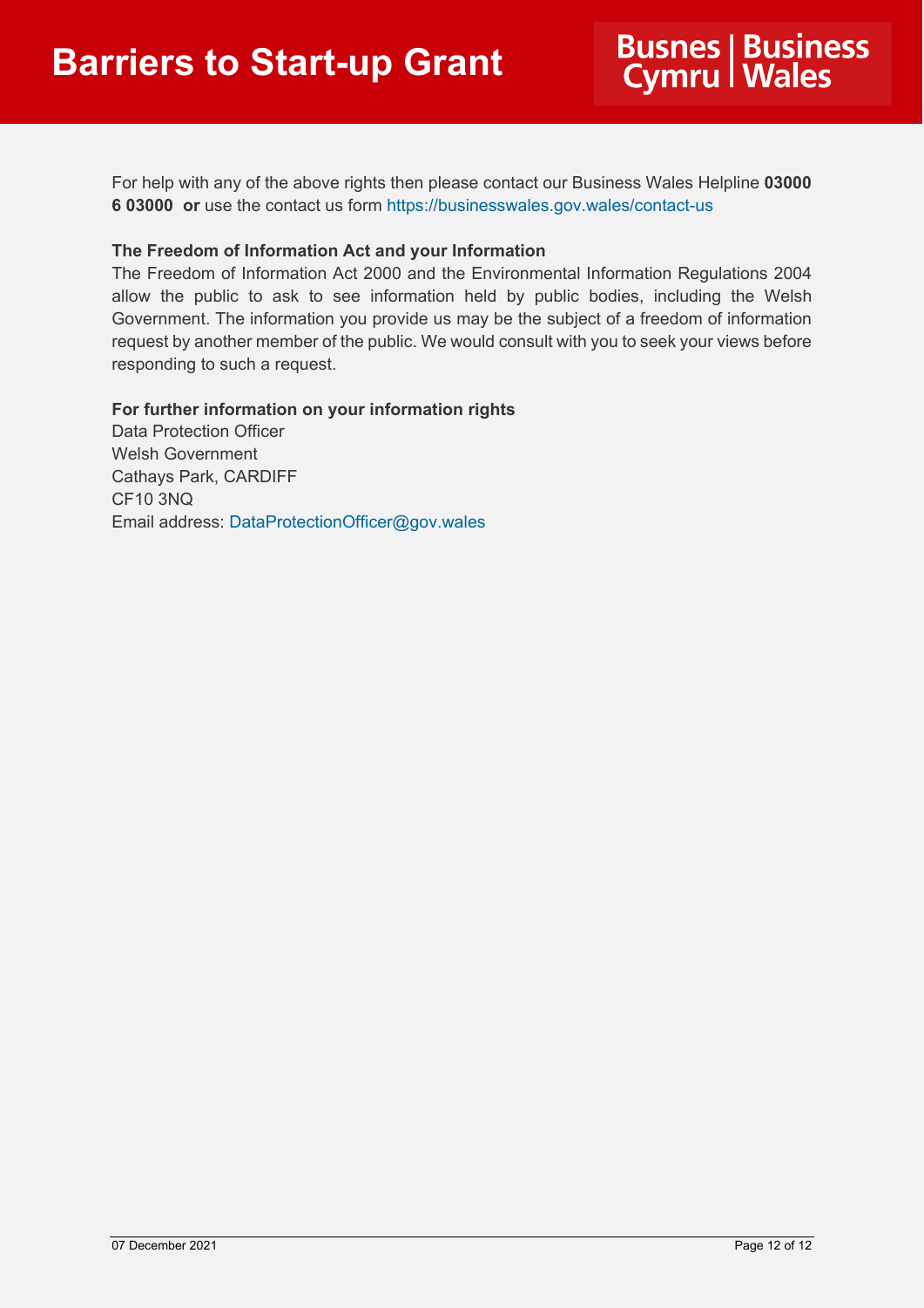For help with any of the above rights then please contact our Business Wales Helpline **03000 6 03000 or** use the contact us form https://businesswales.gov.wales/contact-us

**The Freedom of Information Act and your Information**

The Freedom of Information Act 2000 and the Environmental Information Regulations 2004 allow the public to ask to see information held by public bodies, including the Welsh Government. The information you provide us may be the subject of a freedom of information request by another member of the public. We would consult with you to seek your views before responding to such a request.

**For further information on your information rights**

Data Protection Officer
Welsh Government
Cathays Park, CARDIFF
CF10 3NQ
Email address: DataProtectionOfficer@gov.wales